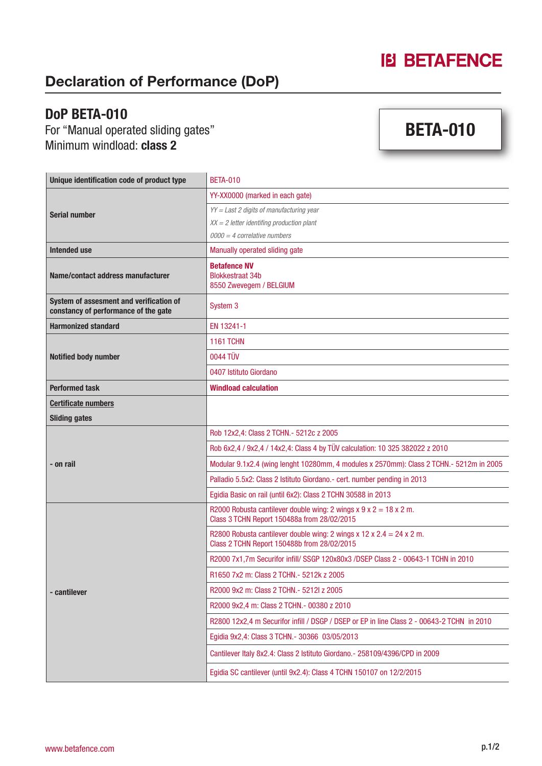# BETAFENCE

## Declaration of Performance (DoP)

### DoP BETA-010

For "Manual operated sliding gates"
Minimum windload: **class 2**

**BETA-010**

| | |
|---|---|
| **Unique identification code of product type** | BETA-010 |
| **Serial number** | YY-XX0000 (marked in each gate) |
| | *YY = Last 2 digits of manufacturing year* |
| | *XX = 2 letter identifing production plant* |
| | *0000 = 4 correlative numbers* |
| **Intended use** | Manually operated sliding gate |
| **Name/contact address manufacturer** | **Betafence NV**<br>Blokkestraat 34b<br>8550 Zwevegem / BELGIUM |
| **System of assesment and verification of constancy of performance of the gate** | System 3 |
| **Harmonized standard** | EN 13241-1 |
| **Notified body number** | 1161 TCHN |
| | 0044 TÜV |
| | 0407 Istituto Giordano |
| **Performed task** | **Windload calculation** |
| **Certificate numbers**<br>**Sliding gates** | |
| **- on rail** | Rob 12x2,4: Class 2 TCHN.- 5212c z 2005 |
| | Rob 6x2,4 / 9x2,4 / 14x2,4: Class 4 by TÜV calculation: 10 325 382022 z 2010 |
| | Modular 9.1x2.4 (wing lenght 10280mm, 4 modules x 2570mm): Class 2 TCHN.- 5212m in 2005 |
| | Palladio 5.5x2: Class 2 Istituto Giordano.- cert. number pending in 2013 |
| | Egidia Basic on rail (until 6x2): Class 2 TCHN 30588 in 2013 |
| **- cantilever** | R2000 Robusta cantilever double wing: 2 wings x 9 x 2 = 18 x 2 m.<br>Class 3 TCHN Report 150488a from 28/02/2015 |
| | R2800 Robusta cantilever double wing: 2 wings x 12 x 2.4 = 24 x 2 m.<br>Class 2 TCHN Report 150488b from 28/02/2015 |
| | R2000 7x1,7m Securifor infill/ SSGP 120x80x3 /DSEP Class 2 - 00643-1 TCHN in 2010 |
| | R1650 7x2 m: Class 2 TCHN.- 5212k z 2005 |
| | R2000 9x2 m: Class 2 TCHN.- 5212l z 2005 |
| | R2000 9x2,4 m: Class 2 TCHN.- 00380 z 2010 |
| | R2800 12x2,4 m Securifor infill / DSGP / DSEP or EP in line Class 2 - 00643-2 TCHN in 2010 |
| | Egidia 9x2,4: Class 3 TCHN.- 30366 03/05/2013 |
| | Cantilever Italy 8x2.4: Class 2 Istituto Giordano.- 258109/4396/CPD in 2009 |
| | Egidia SC cantilever (until 9x2.4): Class 4 TCHN 150107 on 12/2/2015 |

www.betafence.com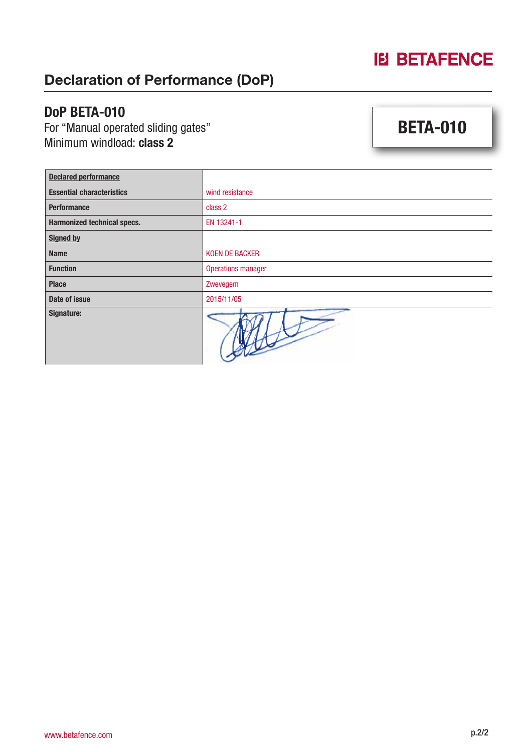BETAFENCE

## Declaration of Performance (DoP)

### DoP BETA-010

For “Manual operated sliding gates”
Minimum windload: **class 2**

**BETA-010**

| | |
|---|---|
| **Declared performance** | |
| **Essential characteristics** | wind resistance |
| **Performance** | class 2 |
| **Harmonized technical specs.** | EN 13241-1 |
| **Signed by** | |
| **Name** | KOEN DE BACKER |
| **Function** | Operations manager |
| **Place** | Zwevegem |
| **Date of issue** | 2015/11/05 |
| **Signature:** | |

www.betafence.com